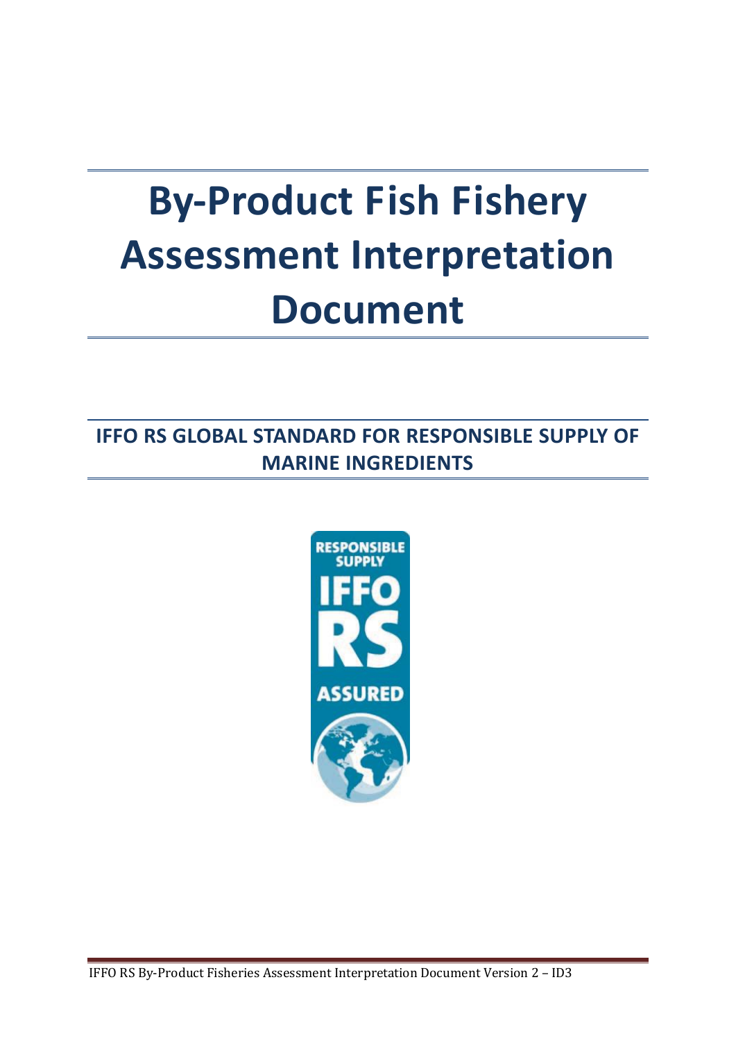# By-Product Fish Fishery Assessment Interpretation Document

## IFFO RS GLOBAL STANDARD FOR RESPONSIBLE SUPPLY OF MARINE INGREDIENTS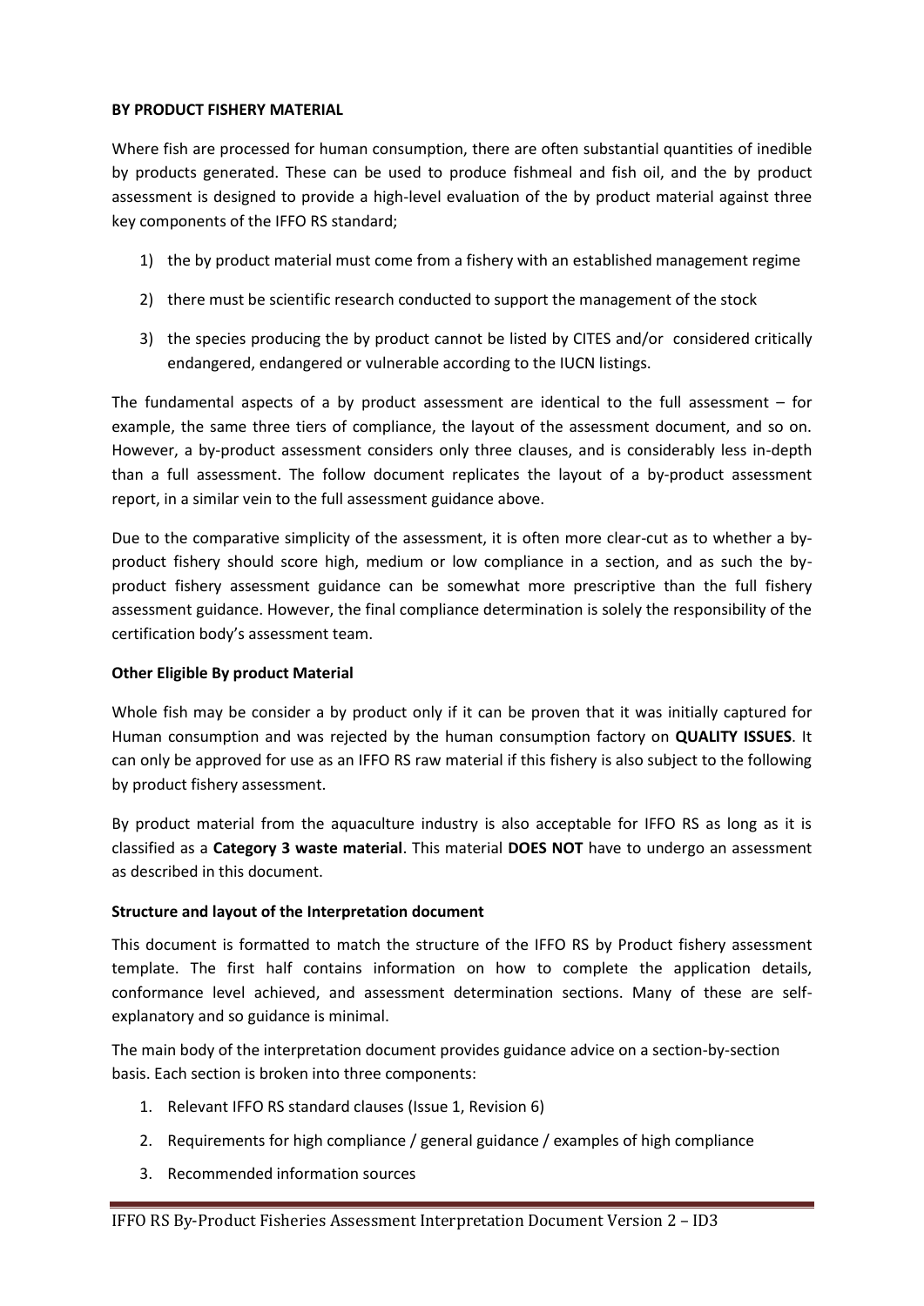**BY PRODUCT FISHERY MATERIAL**

Where fish are processed for human consumption, there are often substantial quantities of inedible by products generated. These can be used to produce fishmeal and fish oil, and the by product assessment is designed to provide a high-level evaluation of the by product material against three key components of the IFFO RS standard;

1) the by product material must come from a fishery with an established management regime
2) there must be scientific research conducted to support the management of the stock
3) the species producing the by product cannot be listed by CITES and/or considered critically endangered, endangered or vulnerable according to the IUCN listings.

The fundamental aspects of a by product assessment are identical to the full assessment – for example, the same three tiers of compliance, the layout of the assessment document, and so on. However, a by-product assessment considers only three clauses, and is considerably less in-depth than a full assessment. The follow document replicates the layout of a by-product assessment report, in a similar vein to the full assessment guidance above.

Due to the comparative simplicity of the assessment, it is often more clear-cut as to whether a by-product fishery should score high, medium or low compliance in a section, and as such the by-product fishery assessment guidance can be somewhat more prescriptive than the full fishery assessment guidance. However, the final compliance determination is solely the responsibility of the certification body's assessment team.

**Other Eligible By product Material**

Whole fish may be consider a by product only if it can be proven that it was initially captured for Human consumption and was rejected by the human consumption factory on **QUALITY ISSUES**. It can only be approved for use as an IFFO RS raw material if this fishery is also subject to the following by product fishery assessment.

By product material from the aquaculture industry is also acceptable for IFFO RS as long as it is classified as a **Category 3 waste material**. This material **DOES NOT** have to undergo an assessment as described in this document.

**Structure and layout of the Interpretation document**

This document is formatted to match the structure of the IFFO RS by Product fishery assessment template. The first half contains information on how to complete the application details, conformance level achieved, and assessment determination sections. Many of these are self-explanatory and so guidance is minimal.

The main body of the interpretation document provides guidance advice on a section-by-section basis. Each section is broken into three components:

1. Relevant IFFO RS standard clauses (Issue 1, Revision 6)
2. Requirements for high compliance / general guidance / examples of high compliance
3. Recommended information sources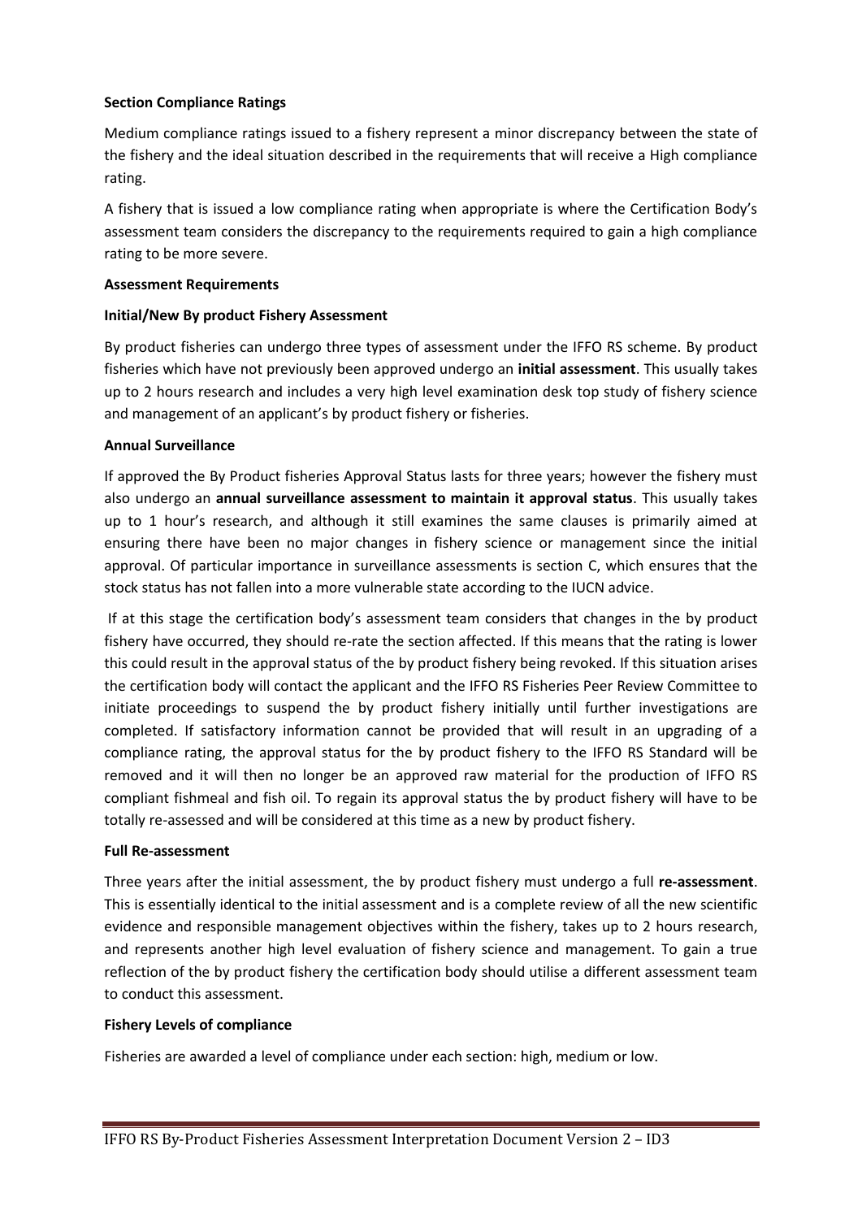**Section Compliance Ratings**

Medium compliance ratings issued to a fishery represent a minor discrepancy between the state of the fishery and the ideal situation described in the requirements that will receive a High compliance rating.

A fishery that is issued a low compliance rating when appropriate is where the Certification Body's assessment team considers the discrepancy to the requirements required to gain a high compliance rating to be more severe.

**Assessment Requirements**

**Initial/New By product Fishery Assessment**

By product fisheries can undergo three types of assessment under the IFFO RS scheme. By product fisheries which have not previously been approved undergo an **initial assessment**. This usually takes up to 2 hours research and includes a very high level examination desk top study of fishery science and management of an applicant's by product fishery or fisheries.

**Annual Surveillance**

If approved the By Product fisheries Approval Status lasts for three years; however the fishery must also undergo an **annual surveillance assessment to maintain it approval status**. This usually takes up to 1 hour's research, and although it still examines the same clauses is primarily aimed at ensuring there have been no major changes in fishery science or management since the initial approval. Of particular importance in surveillance assessments is section C, which ensures that the stock status has not fallen into a more vulnerable state according to the IUCN advice.

If at this stage the certification body's assessment team considers that changes in the by product fishery have occurred, they should re-rate the section affected. If this means that the rating is lower this could result in the approval status of the by product fishery being revoked. If this situation arises the certification body will contact the applicant and the IFFO RS Fisheries Peer Review Committee to initiate proceedings to suspend the by product fishery initially until further investigations are completed. If satisfactory information cannot be provided that will result in an upgrading of a compliance rating, the approval status for the by product fishery to the IFFO RS Standard will be removed and it will then no longer be an approved raw material for the production of IFFO RS compliant fishmeal and fish oil. To regain its approval status the by product fishery will have to be totally re-assessed and will be considered at this time as a new by product fishery.

**Full Re-assessment**

Three years after the initial assessment, the by product fishery must undergo a full **re-assessment**. This is essentially identical to the initial assessment and is a complete review of all the new scientific evidence and responsible management objectives within the fishery, takes up to 2 hours research, and represents another high level evaluation of fishery science and management. To gain a true reflection of the by product fishery the certification body should utilise a different assessment team to conduct this assessment.

**Fishery Levels of compliance**

Fisheries are awarded a level of compliance under each section: high, medium or low.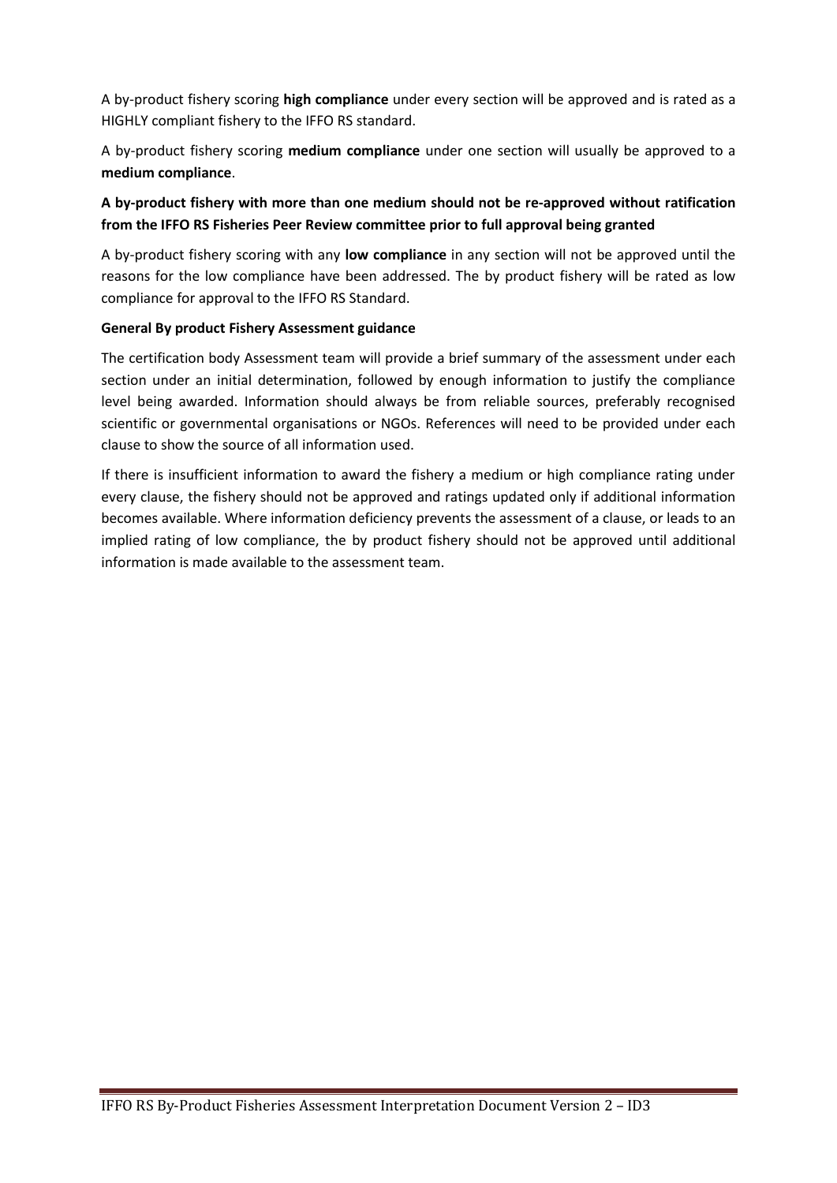A by-product fishery scoring **high compliance** under every section will be approved and is rated as a HIGHLY compliant fishery to the IFFO RS standard.

A by-product fishery scoring **medium compliance** under one section will usually be approved to a **medium compliance**.

**A by-product fishery with more than one medium should not be re-approved without ratification from the IFFO RS Fisheries Peer Review committee prior to full approval being granted**

A by-product fishery scoring with any **low compliance** in any section will not be approved until the reasons for the low compliance have been addressed. The by product fishery will be rated as low compliance for approval to the IFFO RS Standard.

**General By product Fishery Assessment guidance**

The certification body Assessment team will provide a brief summary of the assessment under each section under an initial determination, followed by enough information to justify the compliance level being awarded. Information should always be from reliable sources, preferably recognised scientific or governmental organisations or NGOs. References will need to be provided under each clause to show the source of all information used.

If there is insufficient information to award the fishery a medium or high compliance rating under every clause, the fishery should not be approved and ratings updated only if additional information becomes available. Where information deficiency prevents the assessment of a clause, or leads to an implied rating of low compliance, the by product fishery should not be approved until additional information is made available to the assessment team.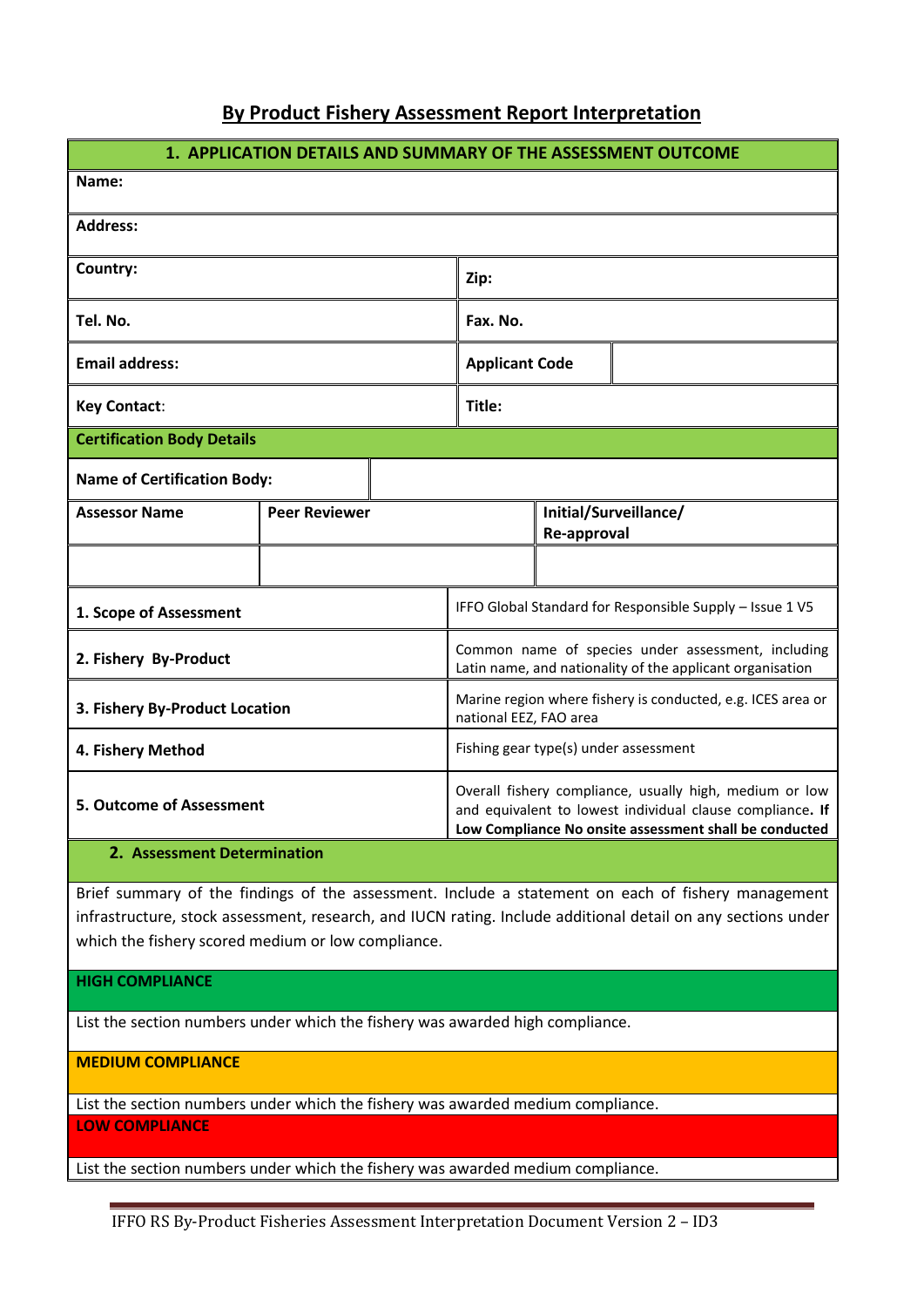# By Product Fishery Assessment Report Interpretation

| **1. APPLICATION DETAILS AND SUMMARY OF THE ASSESSMENT OUTCOME** | | | |
|---|---|---|---|
| **Name:** | | | |
| **Address:** | | | |
| **Country:** | | **Zip:** | |
| **Tel. No.** | | **Fax. No.** | |
| **Email address:** | | **Applicant Code** | |
| **Key Contact**: | | **Title:** | |
| **Certification Body Details** | | | |
| **Name of Certification Body:** | | | |
| **Assessor Name** | **Peer Reviewer** | **Initial/Surveillance/ Re-approval** | |
| | | | |
| **1. Scope of Assessment** | | IFFO Global Standard for Responsible Supply – Issue 1 V5 | |
| **2. Fishery By-Product** | | Common name of species under assessment, including Latin name, and nationality of the applicant organisation | |
| **3. Fishery By-Product Location** | | Marine region where fishery is conducted, e.g. ICES area or national EEZ, FAO area | |
| **4. Fishery Method** | | Fishing gear type(s) under assessment | |
| **5. Outcome of Assessment** | | Overall fishery compliance, usually high, medium or low and equivalent to lowest individual clause compliance. **If Low Compliance No onsite assessment shall be conducted** | |

| **2. Assessment Determination** |
|---|
| Brief summary of the findings of the assessment. Include a statement on each of fishery management infrastructure, stock assessment, research, and IUCN rating. Include additional detail on any sections under which the fishery scored medium or low compliance. |
| **HIGH COMPLIANCE** |
| List the section numbers under which the fishery was awarded high compliance. |
| **MEDIUM COMPLIANCE** |
| List the section numbers under which the fishery was awarded medium compliance. |
| **LOW COMPLIANCE** |
| List the section numbers under which the fishery was awarded medium compliance. |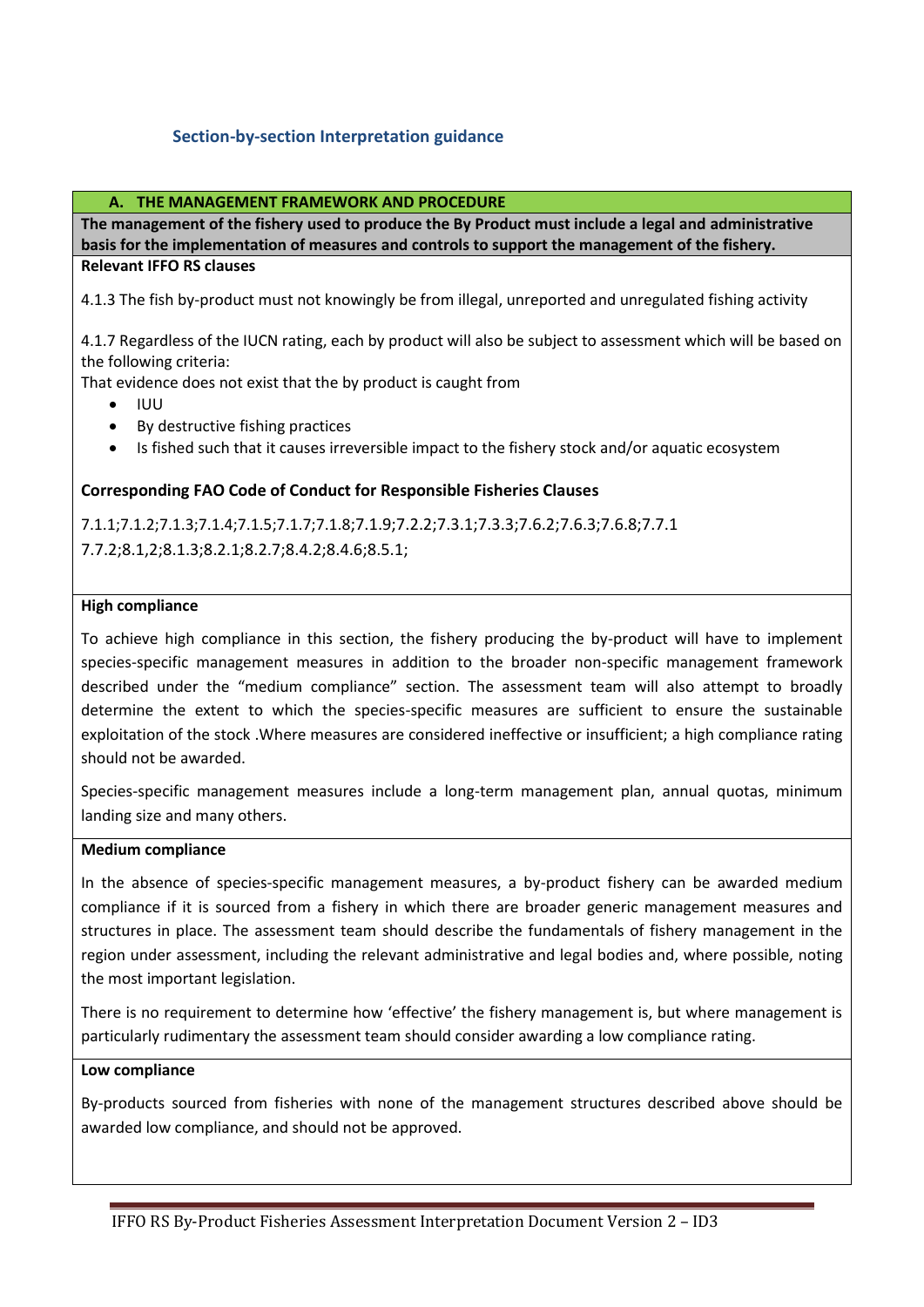## Section-by-section Interpretation guidance

### A. THE MANAGEMENT FRAMEWORK AND PROCEDURE

**The management of the fishery used to produce the By Product must include a legal and administrative basis for the implementation of measures and controls to support the management of the fishery.**

**Relevant IFFO RS clauses**

4.1.3 The fish by-product must not knowingly be from illegal, unreported and unregulated fishing activity

4.1.7 Regardless of the IUCN rating, each by product will also be subject to assessment which will be based on the following criteria:
That evidence does not exist that the by product is caught from

- IUU
- By destructive fishing practices
- Is fished such that it causes irreversible impact to the fishery stock and/or aquatic ecosystem

**Corresponding FAO Code of Conduct for Responsible Fisheries Clauses**

7.1.1;7.1.2;7.1.3;7.1.4;7.1.5;7.1.7;7.1.8;7.1.9;7.2.2;7.3.1;7.3.3;7.6.2;7.6.3;7.6.8;7.7.1
7.7.2;8.1,2;8.1.3;8.2.1;8.2.7;8.4.2;8.4.6;8.5.1;

**High compliance**

To achieve high compliance in this section, the fishery producing the by-product will have to implement species-specific management measures in addition to the broader non-specific management framework described under the "medium compliance" section. The assessment team will also attempt to broadly determine the extent to which the species-specific measures are sufficient to ensure the sustainable exploitation of the stock .Where measures are considered ineffective or insufficient; a high compliance rating should not be awarded.

Species-specific management measures include a long-term management plan, annual quotas, minimum landing size and many others.

**Medium compliance**

In the absence of species-specific management measures, a by-product fishery can be awarded medium compliance if it is sourced from a fishery in which there are broader generic management measures and structures in place. The assessment team should describe the fundamentals of fishery management in the region under assessment, including the relevant administrative and legal bodies and, where possible, noting the most important legislation.

There is no requirement to determine how 'effective' the fishery management is, but where management is particularly rudimentary the assessment team should consider awarding a low compliance rating.

**Low compliance**

By-products sourced from fisheries with none of the management structures described above should be awarded low compliance, and should not be approved.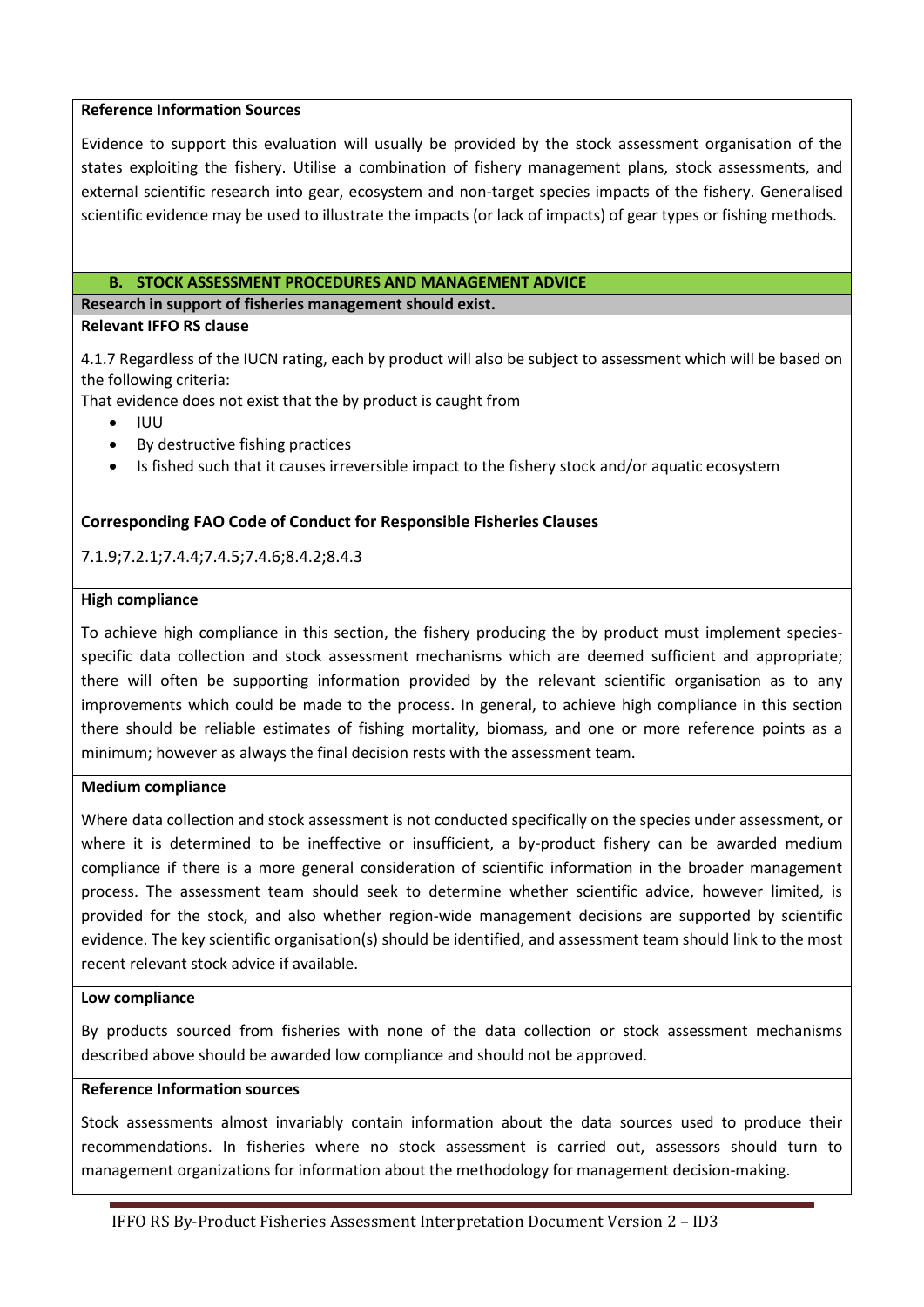**Reference Information Sources**

Evidence to support this evaluation will usually be provided by the stock assessment organisation of the states exploiting the fishery. Utilise a combination of fishery management plans, stock assessments, and external scientific research into gear, ecosystem and non-target species impacts of the fishery. Generalised scientific evidence may be used to illustrate the impacts (or lack of impacts) of gear types or fishing methods.

## B. STOCK ASSESSMENT PROCEDURES AND MANAGEMENT ADVICE

**Research in support of fisheries management should exist.**

**Relevant IFFO RS clause**

4.1.7 Regardless of the IUCN rating, each by product will also be subject to assessment which will be based on the following criteria:

That evidence does not exist that the by product is caught from

- IUU
- By destructive fishing practices
- Is fished such that it causes irreversible impact to the fishery stock and/or aquatic ecosystem

**Corresponding FAO Code of Conduct for Responsible Fisheries Clauses**

7.1.9;7.2.1;7.4.4;7.4.5;7.4.6;8.4.2;8.4.3

**High compliance**

To achieve high compliance in this section, the fishery producing the by product must implement species-specific data collection and stock assessment mechanisms which are deemed sufficient and appropriate; there will often be supporting information provided by the relevant scientific organisation as to any improvements which could be made to the process. In general, to achieve high compliance in this section there should be reliable estimates of fishing mortality, biomass, and one or more reference points as a minimum; however as always the final decision rests with the assessment team.

**Medium compliance**

Where data collection and stock assessment is not conducted specifically on the species under assessment, or where it is determined to be ineffective or insufficient, a by-product fishery can be awarded medium compliance if there is a more general consideration of scientific information in the broader management process. The assessment team should seek to determine whether scientific advice, however limited, is provided for the stock, and also whether region-wide management decisions are supported by scientific evidence. The key scientific organisation(s) should be identified, and assessment team should link to the most recent relevant stock advice if available.

**Low compliance**

By products sourced from fisheries with none of the data collection or stock assessment mechanisms described above should be awarded low compliance and should not be approved.

**Reference Information sources**

Stock assessments almost invariably contain information about the data sources used to produce their recommendations. In fisheries where no stock assessment is carried out, assessors should turn to management organizations for information about the methodology for management decision-making.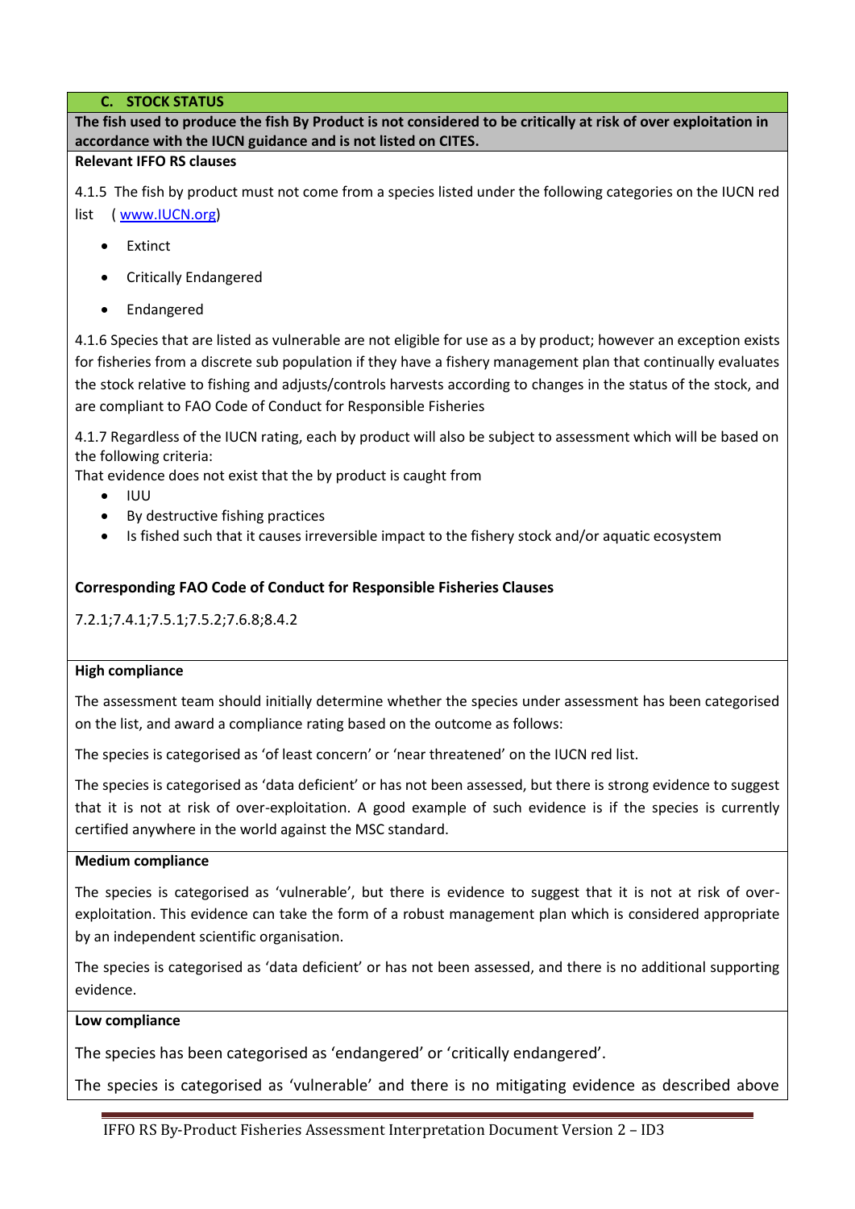## C. STOCK STATUS

**The fish used to produce the fish By Product is not considered to be critically at risk of over exploitation in accordance with the IUCN guidance and is not listed on CITES.**

**Relevant IFFO RS clauses**

4.1.5 The fish by product must not come from a species listed under the following categories on the IUCN red list ( www.IUCN.org)

- Extinct
- Critically Endangered
- Endangered

4.1.6 Species that are listed as vulnerable are not eligible for use as a by product; however an exception exists for fisheries from a discrete sub population if they have a fishery management plan that continually evaluates the stock relative to fishing and adjusts/controls harvests according to changes in the status of the stock, and are compliant to FAO Code of Conduct for Responsible Fisheries

4.1.7 Regardless of the IUCN rating, each by product will also be subject to assessment which will be based on the following criteria:
That evidence does not exist that the by product is caught from

- IUU
- By destructive fishing practices
- Is fished such that it causes irreversible impact to the fishery stock and/or aquatic ecosystem

**Corresponding FAO Code of Conduct for Responsible Fisheries Clauses**

7.2.1;7.4.1;7.5.1;7.5.2;7.6.8;8.4.2

**High compliance**

The assessment team should initially determine whether the species under assessment has been categorised on the list, and award a compliance rating based on the outcome as follows:

The species is categorised as 'of least concern' or 'near threatened' on the IUCN red list.

The species is categorised as 'data deficient' or has not been assessed, but there is strong evidence to suggest that it is not at risk of over-exploitation. A good example of such evidence is if the species is currently certified anywhere in the world against the MSC standard.

**Medium compliance**

The species is categorised as 'vulnerable', but there is evidence to suggest that it is not at risk of over-exploitation. This evidence can take the form of a robust management plan which is considered appropriate by an independent scientific organisation.

The species is categorised as 'data deficient' or has not been assessed, and there is no additional supporting evidence.

**Low compliance**

The species has been categorised as 'endangered' or 'critically endangered'.

The species is categorised as 'vulnerable' and there is no mitigating evidence as described above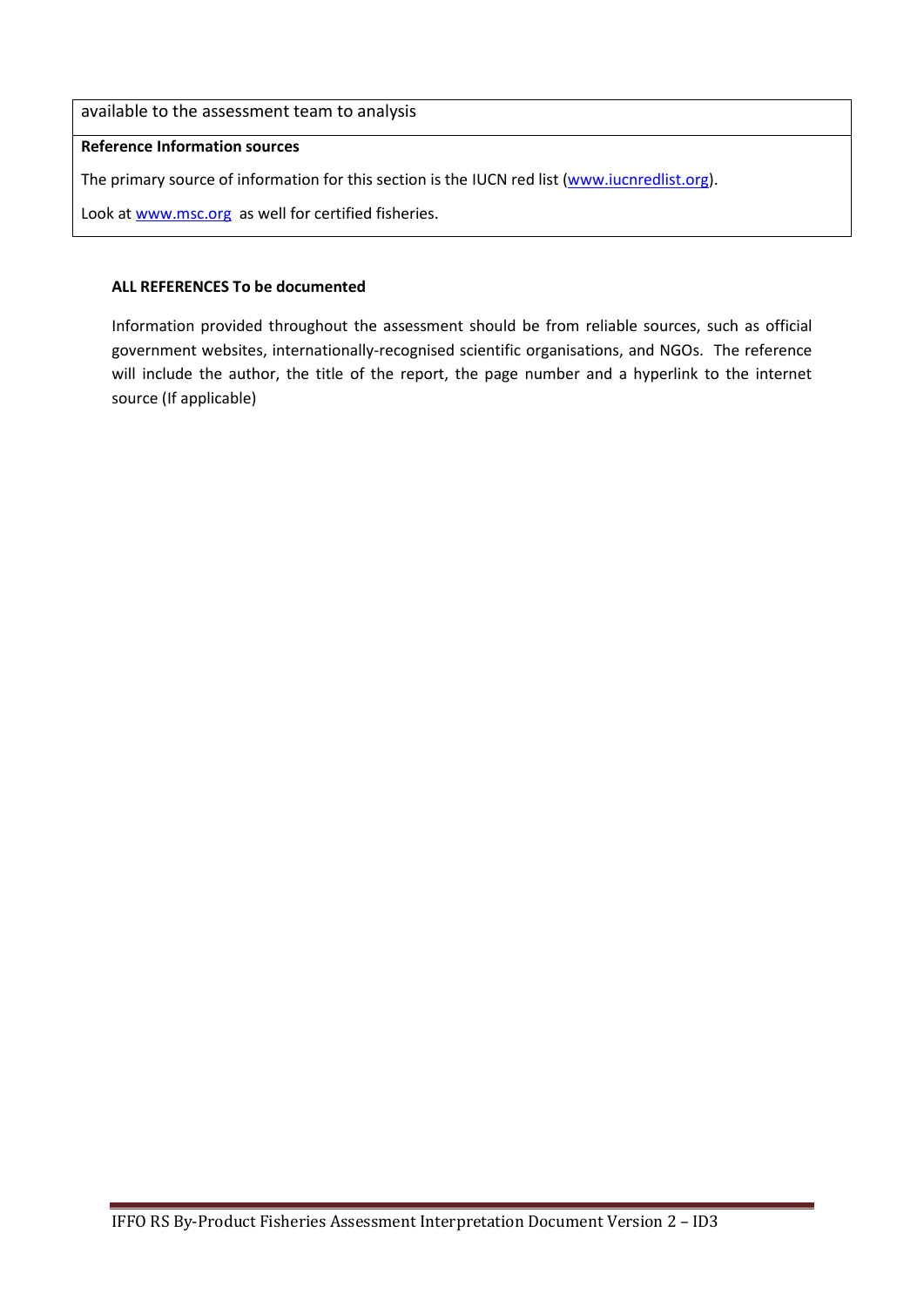| |
|---|
| available to the assessment team to analysis |
| **Reference Information sources**<br><br>The primary source of information for this section is the IUCN red list (www.iucnredlist.org).<br><br>Look at www.msc.org as well for certified fisheries. |

**ALL REFERENCES To be documented**

Information provided throughout the assessment should be from reliable sources, such as official government websites, internationally-recognised scientific organisations, and NGOs. The reference will include the author, the title of the report, the page number and a hyperlink to the internet source (If applicable)